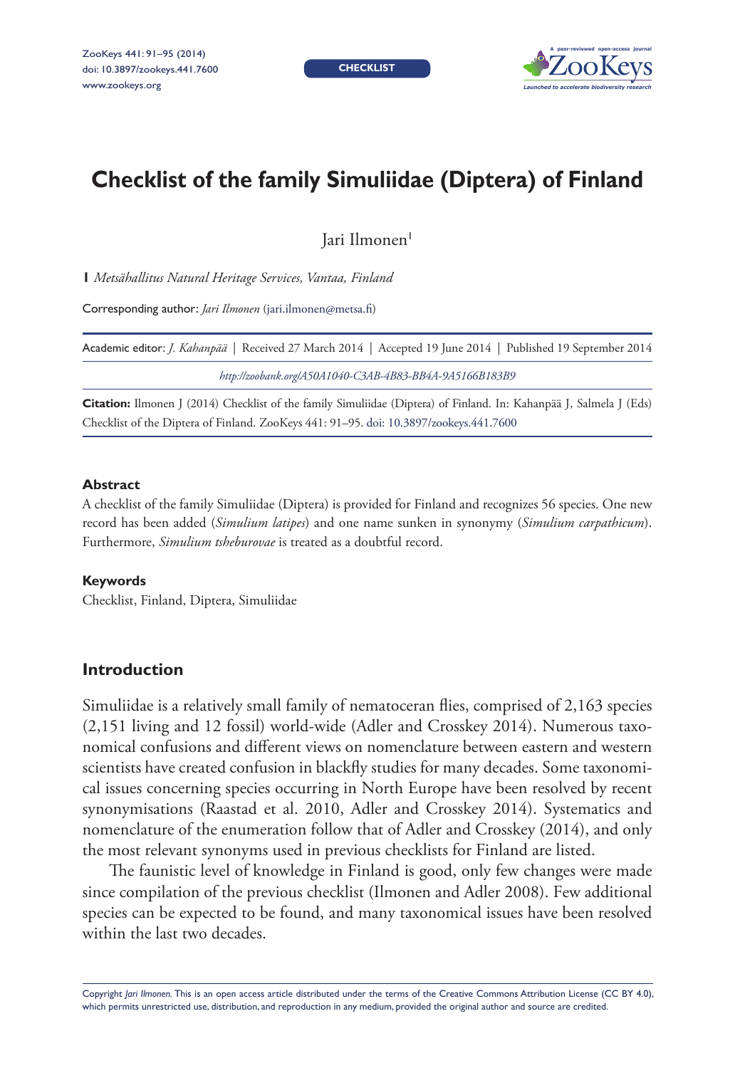# Checklist of the family Simuliidae (Diptera) of Finland

Jari Ilmonen[1]

**1** *Metsähallitus Natural Heritage Services, Vantaa, Finland*

Corresponding author: *Jari Ilmonen* (jari.ilmonen@metsa.fi)

Academic editor: *J. Kahanpää* | Received 27 March 2014 | Accepted 19 June 2014 | Published 19 September 2014

*http://zoobank.org/A50A1040-C3AB-4B83-BB4A-9A5166B183B9*

**Citation:** Ilmonen J (2014) Checklist of the family Simuliidae (Diptera) of Finland. In: Kahanpää J, Salmela J (Eds) Checklist of the Diptera of Finland. ZooKeys 441: 91–95. doi: 10.3897/zookeys.441.7600

### Abstract

A checklist of the family Simuliidae (Diptera) is provided for Finland and recognizes 56 species. One new record has been added (*Simulium latipes*) and one name sunken in synonymy (*Simulium carpathicum*). Furthermore, *Simulium tsheburovae* is treated as a doubtful record.

### Keywords

Checklist, Finland, Diptera, Simuliidae

## Introduction

Simuliidae is a relatively small family of nematoceran flies, comprised of 2,163 species (2,151 living and 12 fossil) world-wide (Adler and Crosskey 2014). Numerous taxonomical confusions and different views on nomenclature between eastern and western scientists have created confusion in blackfly studies for many decades. Some taxonomical issues concerning species occurring in North Europe have been resolved by recent synonymisations (Raastad et al. 2010, Adler and Crosskey 2014). Systematics and nomenclature of the enumeration follow that of Adler and Crosskey (2014), and only the most relevant synonyms used in previous checklists for Finland are listed.

The faunistic level of knowledge in Finland is good, only few changes were made since compilation of the previous checklist (Ilmonen and Adler 2008). Few additional species can be expected to be found, and many taxonomical issues have been resolved within the last two decades.

Copyright *Jari Ilmonen*. This is an open access article distributed under the terms of the Creative Commons Attribution License (CC BY 4.0), which permits unrestricted use, distribution, and reproduction in any medium, provided the original author and source are credited.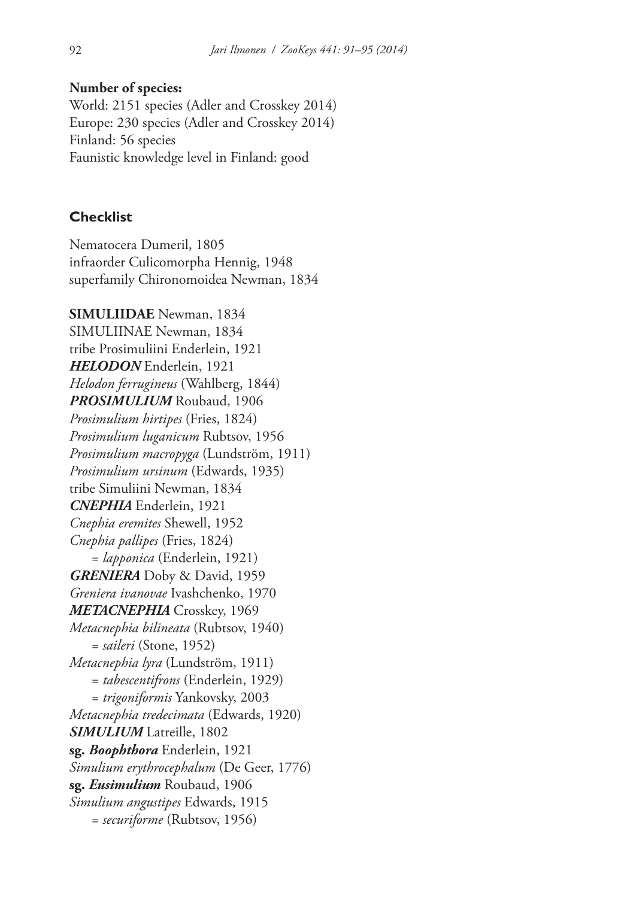**Number of species:**
World: 2151 species (Adler and Crosskey 2014)
Europe: 230 species (Adler and Crosskey 2014)
Finland: 56 species
Faunistic knowledge level in Finland: good

## Checklist

Nematocera Dumeril, 1805
infraorder Culicomorpha Hennig, 1948
superfamily Chironomoidea Newman, 1834

**SIMULIIDAE** Newman, 1834
SIMULIINAE Newman, 1834
tribe Prosimuliini Enderlein, 1921
***HELODON*** Enderlein, 1921
*Helodon ferrugineus* (Wahlberg, 1844)
***PROSIMULIUM*** Roubaud, 1906
*Prosimulium hirtipes* (Fries, 1824)
*Prosimulium luganicum* Rubtsov, 1956
*Prosimulium macropyga* (Lundström, 1911)
*Prosimulium ursinum* (Edwards, 1935)
tribe Simuliini Newman, 1834
***CNEPHIA*** Enderlein, 1921
*Cnephia eremites* Shewell, 1952
*Cnephia pallipes* (Fries, 1824)
    = *lapponica* (Enderlein, 1921)
***GRENIERA*** Doby & David, 1959
*Greniera ivanovae* Ivashchenko, 1970
***METACNEPHIA*** Crosskey, 1969
*Metacnephia bilineata* (Rubtsov, 1940)
    = *saileri* (Stone, 1952)
*Metacnephia lyra* (Lundström, 1911)
    = *tabescentifrons* (Enderlein, 1929)
    = *trigoniformis* Yankovsky, 2003
*Metacnephia tredecimata* (Edwards, 1920)
***SIMULIUM*** Latreille, 1802
**sg. *Boophthora*** Enderlein, 1921
*Simulium erythrocephalum* (De Geer, 1776)
**sg. *Eusimulium*** Roubaud, 1906
*Simulium angustipes* Edwards, 1915
    = *securiforme* (Rubtsov, 1956)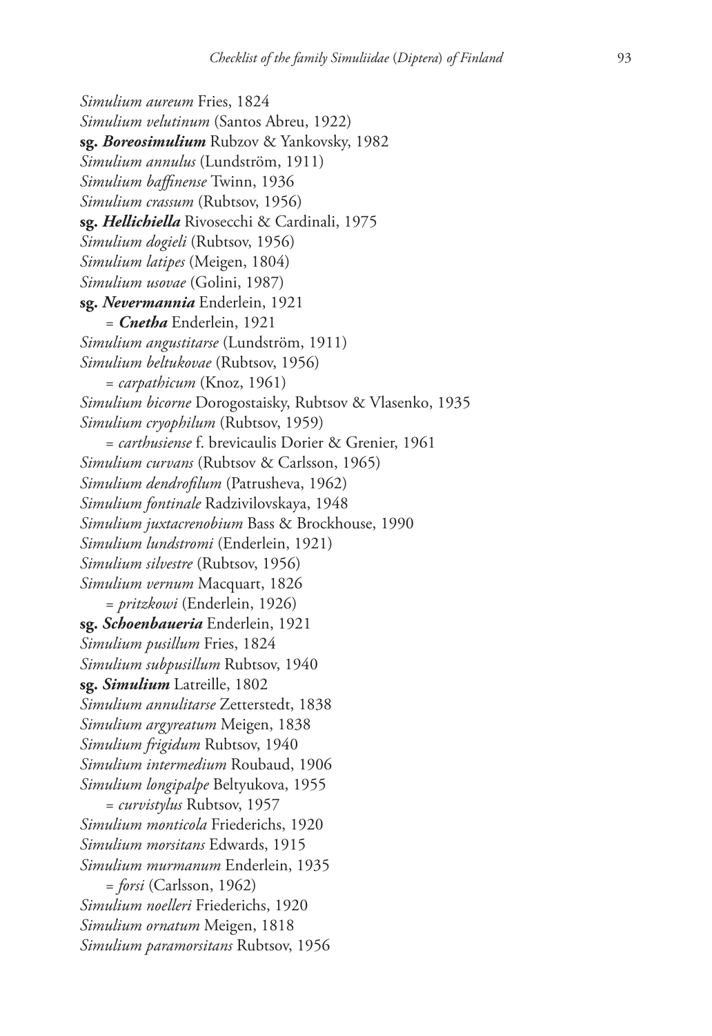*Simulium aureum* Fries, 1824
*Simulium velutinum* (Santos Abreu, 1922)
**sg. *Boreosimulium*** Rubzov & Yankovsky, 1982
*Simulium annulus* (Lundström, 1911)
*Simulium baffinense* Twinn, 1936
*Simulium crassum* (Rubtsov, 1956)
**sg. *Hellichiella*** Rivosecchi & Cardinali, 1975
*Simulium dogieli* (Rubtsov, 1956)
*Simulium latipes* (Meigen, 1804)
*Simulium usovae* (Golini, 1987)
**sg. *Nevermannia*** Enderlein, 1921
    = ***Cnetha*** Enderlein, 1921
*Simulium angustitarse* (Lundström, 1911)
*Simulium beltukovae* (Rubtsov, 1956)
    = *carpathicum* (Knoz, 1961)
*Simulium bicorne* Dorogostaisky, Rubtsov & Vlasenko, 1935
*Simulium cryophilum* (Rubtsov, 1959)
    = *carthusiense* f. brevicaulis Dorier & Grenier, 1961
*Simulium curvans* (Rubtsov & Carlsson, 1965)
*Simulium dendrofilum* (Patrusheva, 1962)
*Simulium fontinale* Radzivilovskaya, 1948
*Simulium juxtacrenobium* Bass & Brockhouse, 1990
*Simulium lundstromi* (Enderlein, 1921)
*Simulium silvestre* (Rubtsov, 1956)
*Simulium vernum* Macquart, 1826
    = *pritzkowi* (Enderlein, 1926)
**sg. *Schoenbaueria*** Enderlein, 1921
*Simulium pusillum* Fries, 1824
*Simulium subpusillum* Rubtsov, 1940
**sg. *Simulium*** Latreille, 1802
*Simulium annulitarse* Zetterstedt, 1838
*Simulium argyreatum* Meigen, 1838
*Simulium frigidum* Rubtsov, 1940
*Simulium intermedium* Roubaud, 1906
*Simulium longipalpe* Beltyukova, 1955
    = *curvistylus* Rubtsov, 1957
*Simulium monticola* Friederichs, 1920
*Simulium morsitans* Edwards, 1915
*Simulium murmanum* Enderlein, 1935
    = *forsi* (Carlsson, 1962)
*Simulium noelleri* Friederichs, 1920
*Simulium ornatum* Meigen, 1818
*Simulium paramorsitans* Rubtsov, 1956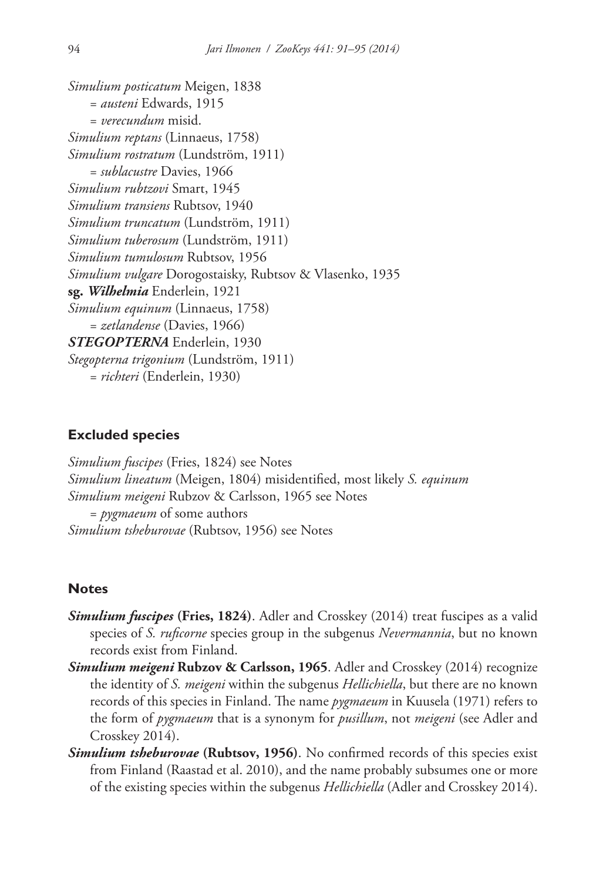*Simulium posticatum* Meigen, 1838

= *austeni* Edwards, 1915

= *verecundum* misid.

*Simulium reptans* (Linnaeus, 1758)

*Simulium rostratum* (Lundström, 1911)

= *sublacustre* Davies, 1966

*Simulium rubtzovi* Smart, 1945

*Simulium transiens* Rubtsov, 1940

*Simulium truncatum* (Lundström, 1911)

*Simulium tuberosum* (Lundström, 1911)

*Simulium tumulosum* Rubtsov, 1956

*Simulium vulgare* Dorogostaisky, Rubtsov & Vlasenko, 1935

**sg. *Wilhelmia*** Enderlein, 1921

*Simulium equinum* (Linnaeus, 1758)

= *zetlandense* (Davies, 1966)

***STEGOPTERNA*** Enderlein, 1930

*Stegopterna trigonium* (Lundström, 1911)

= *richteri* (Enderlein, 1930)

## Excluded species

*Simulium fuscipes* (Fries, 1824) see Notes

*Simulium lineatum* (Meigen, 1804) misidentified, most likely *S. equinum*

*Simulium meigeni* Rubzov & Carlsson, 1965 see Notes

= *pygmaeum* of some authors

*Simulium tsheburovae* (Rubtsov, 1956) see Notes

## Notes

***Simulium fuscipes* (Fries, 1824)**. Adler and Crosskey (2014) treat fuscipes as a valid species of *S. ruficorne* species group in the subgenus *Nevermannia*, but no known records exist from Finland.

***Simulium meigeni* Rubzov & Carlsson, 1965**. Adler and Crosskey (2014) recognize the identity of *S. meigeni* within the subgenus *Hellichiella*, but there are no known records of this species in Finland. The name *pygmaeum* in Kuusela (1971) refers to the form of *pygmaeum* that is a synonym for *pusillum*, not *meigeni* (see Adler and Crosskey 2014).

***Simulium tsheburovae* (Rubtsov, 1956)**. No confirmed records of this species exist from Finland (Raastad et al. 2010), and the name probably subsumes one or more of the existing species within the subgenus *Hellichiella* (Adler and Crosskey 2014).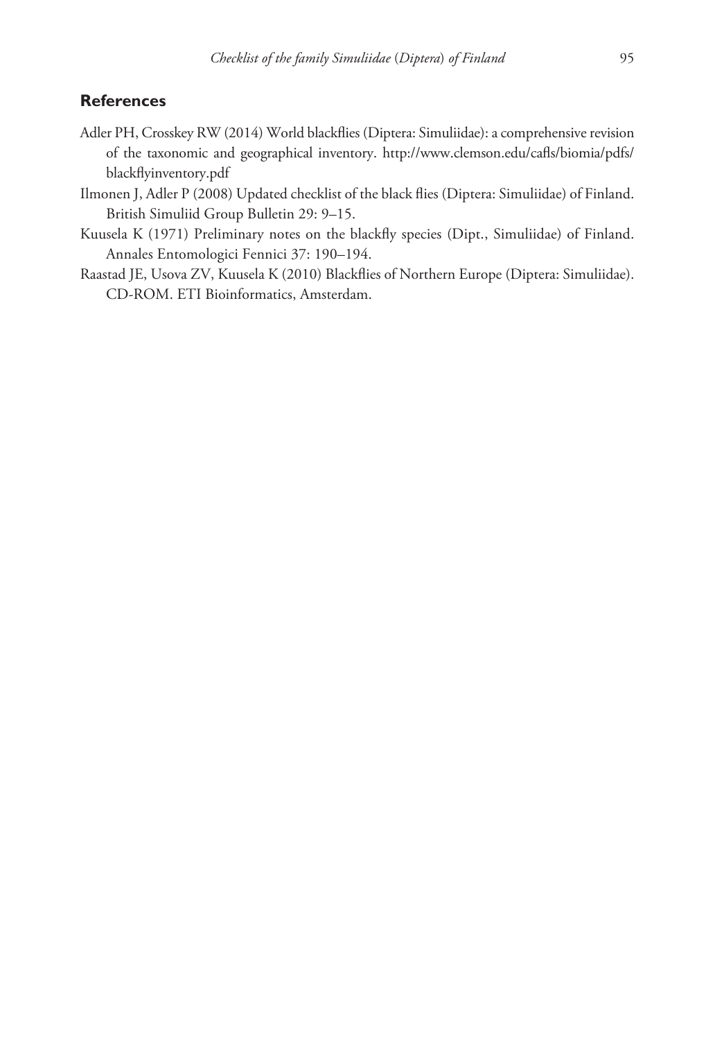## References

Adler PH, Crosskey RW (2014) World blackflies (Diptera: Simuliidae): a comprehensive revision of the taxonomic and geographical inventory. http://www.clemson.edu/cafls/biomia/pdfs/blackflyinventory.pdf

Ilmonen J, Adler P (2008) Updated checklist of the black flies (Diptera: Simuliidae) of Finland. British Simuliid Group Bulletin 29: 9–15.

Kuusela K (1971) Preliminary notes on the blackfly species (Dipt., Simuliidae) of Finland. Annales Entomologici Fennici 37: 190–194.

Raastad JE, Usova ZV, Kuusela K (2010) Blackflies of Northern Europe (Diptera: Simuliidae). CD-ROM. ETI Bioinformatics, Amsterdam.